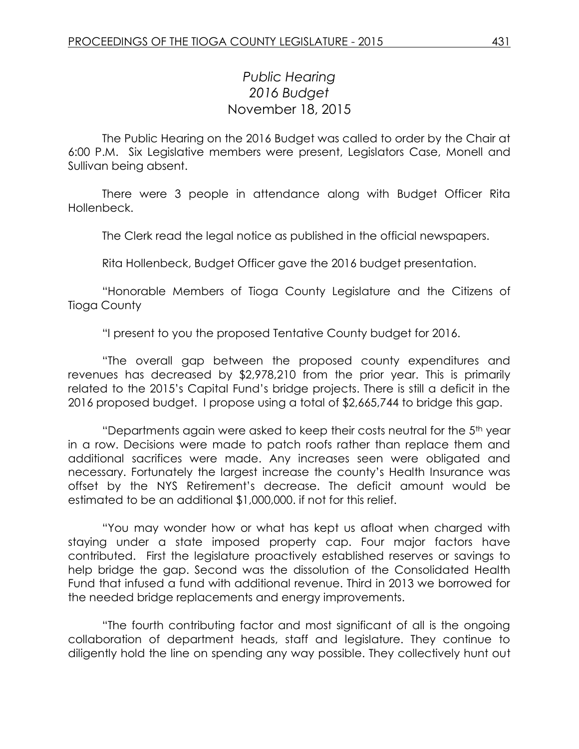# *Public Hearing*
# *2016 Budget*
## November 18, 2015

The Public Hearing on the 2016 Budget was called to order by the Chair at 6:00 P.M. Six Legislative members were present, Legislators Case, Monell and Sullivan being absent.

There were 3 people in attendance along with Budget Officer Rita Hollenbeck.

The Clerk read the legal notice as published in the official newspapers.

Rita Hollenbeck, Budget Officer gave the 2016 budget presentation.

"Honorable Members of Tioga County Legislature and the Citizens of Tioga County

"I present to you the proposed Tentative County budget for 2016.

"The overall gap between the proposed county expenditures and revenues has decreased by $2,978,210 from the prior year. This is primarily related to the 2015's Capital Fund's bridge projects. There is still a deficit in the 2016 proposed budget. I propose using a total of $2,665,744 to bridge this gap.

"Departments again were asked to keep their costs neutral for the 5th year in a row. Decisions were made to patch roofs rather than replace them and additional sacrifices were made. Any increases seen were obligated and necessary. Fortunately the largest increase the county's Health Insurance was offset by the NYS Retirement's decrease. The deficit amount would be estimated to be an additional $1,000,000. if not for this relief.

"You may wonder how or what has kept us afloat when charged with staying under a state imposed property cap. Four major factors have contributed. First the legislature proactively established reserves or savings to help bridge the gap. Second was the dissolution of the Consolidated Health Fund that infused a fund with additional revenue. Third in 2013 we borrowed for the needed bridge replacements and energy improvements.

"The fourth contributing factor and most significant of all is the ongoing collaboration of department heads, staff and legislature. They continue to diligently hold the line on spending any way possible. They collectively hunt out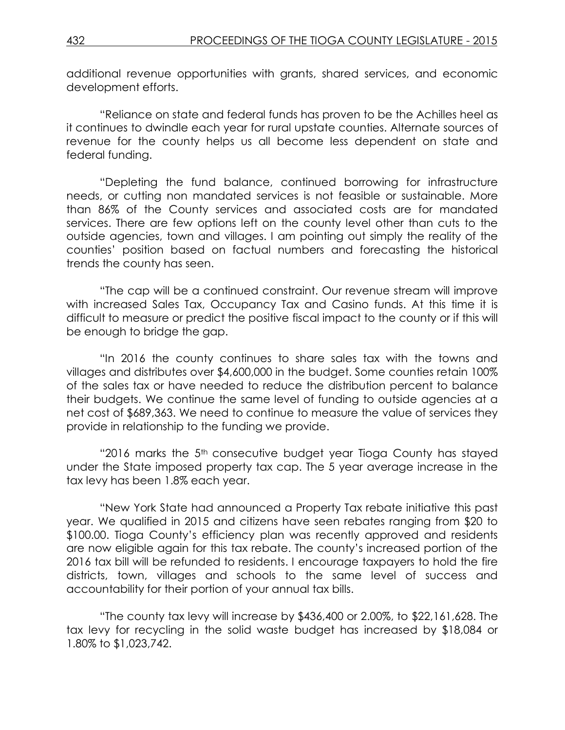additional revenue opportunities with grants, shared services, and economic development efforts.

"Reliance on state and federal funds has proven to be the Achilles heel as it continues to dwindle each year for rural upstate counties. Alternate sources of revenue for the county helps us all become less dependent on state and federal funding.

"Depleting the fund balance, continued borrowing for infrastructure needs, or cutting non mandated services is not feasible or sustainable. More than 86% of the County services and associated costs are for mandated services. There are few options left on the county level other than cuts to the outside agencies, town and villages. I am pointing out simply the reality of the counties' position based on factual numbers and forecasting the historical trends the county has seen.

"The cap will be a continued constraint. Our revenue stream will improve with increased Sales Tax, Occupancy Tax and Casino funds. At this time it is difficult to measure or predict the positive fiscal impact to the county or if this will be enough to bridge the gap.

"In 2016 the county continues to share sales tax with the towns and villages and distributes over $4,600,000 in the budget. Some counties retain 100% of the sales tax or have needed to reduce the distribution percent to balance their budgets. We continue the same level of funding to outside agencies at a net cost of $689,363. We need to continue to measure the value of services they provide in relationship to the funding we provide.

"2016 marks the 5th consecutive budget year Tioga County has stayed under the State imposed property tax cap. The 5 year average increase in the tax levy has been 1.8% each year.

"New York State had announced a Property Tax rebate initiative this past year. We qualified in 2015 and citizens have seen rebates ranging from $20 to $100.00. Tioga County's efficiency plan was recently approved and residents are now eligible again for this tax rebate. The county's increased portion of the 2016 tax bill will be refunded to residents. I encourage taxpayers to hold the fire districts, town, villages and schools to the same level of success and accountability for their portion of your annual tax bills.

"The county tax levy will increase by $436,400 or 2.00%, to $22,161,628. The tax levy for recycling in the solid waste budget has increased by $18,084 or 1.80% to $1,023,742.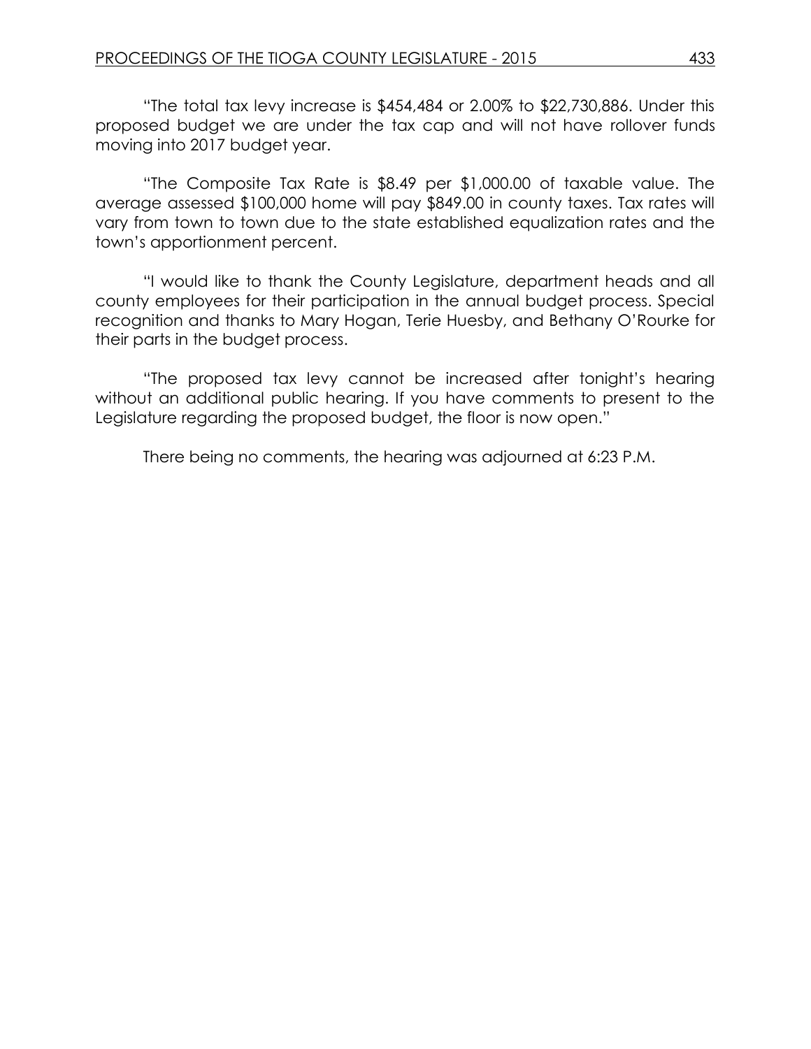"The total tax levy increase is $454,484 or 2.00% to $22,730,886. Under this proposed budget we are under the tax cap and will not have rollover funds moving into 2017 budget year.

"The Composite Tax Rate is $8.49 per $1,000.00 of taxable value. The average assessed $100,000 home will pay $849.00 in county taxes. Tax rates will vary from town to town due to the state established equalization rates and the town's apportionment percent.

"I would like to thank the County Legislature, department heads and all county employees for their participation in the annual budget process. Special recognition and thanks to Mary Hogan, Terie Huesby, and Bethany O'Rourke for their parts in the budget process.

"The proposed tax levy cannot be increased after tonight's hearing without an additional public hearing. If you have comments to present to the Legislature regarding the proposed budget, the floor is now open."

There being no comments, the hearing was adjourned at 6:23 P.M.